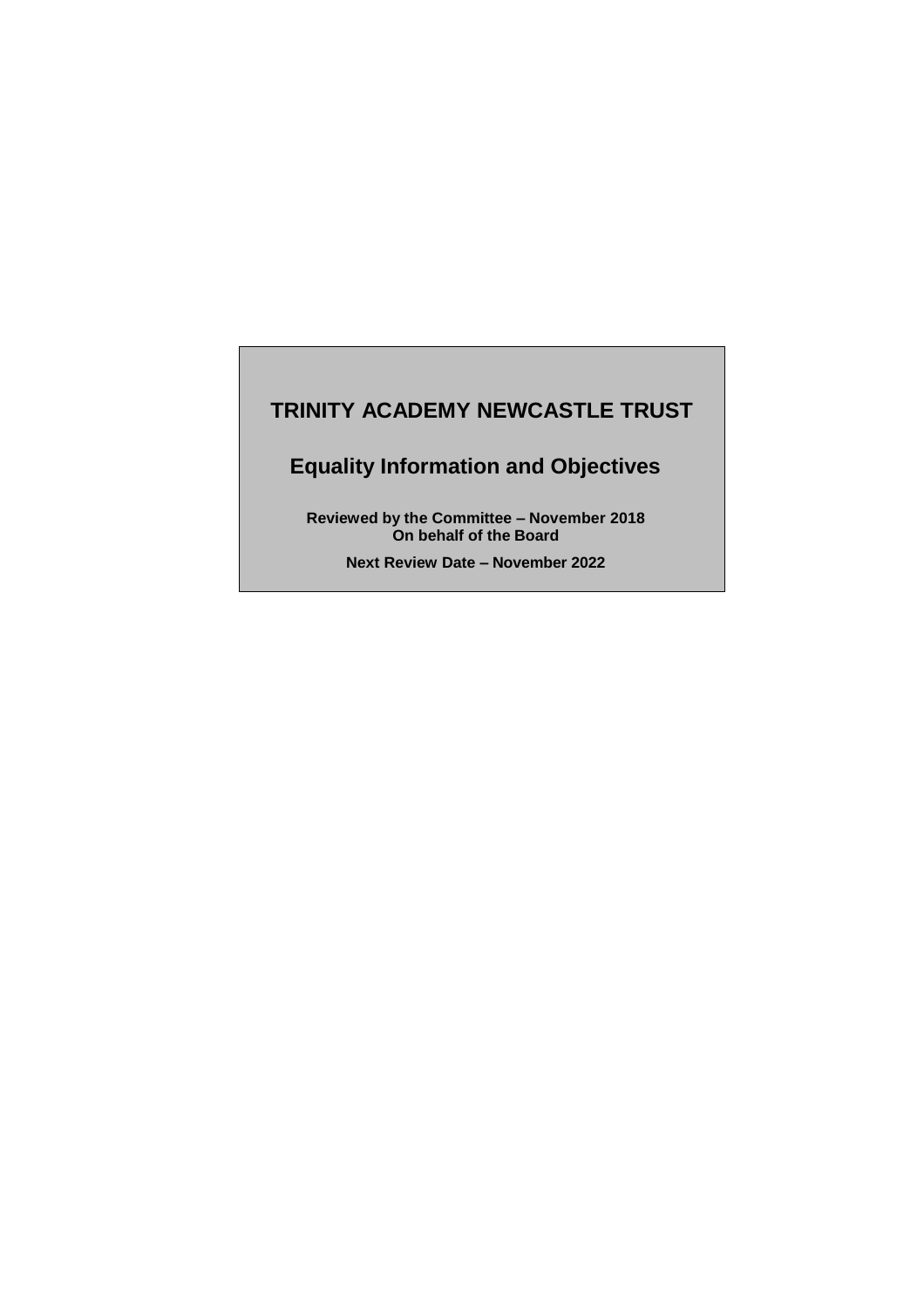# TRINITY ACADEMY NEWCASTLE TRUST

## Equality Information and Objectives

**Reviewed by the Committee – November 2018**
**On behalf of the Board**

**Next Review Date – November 2022**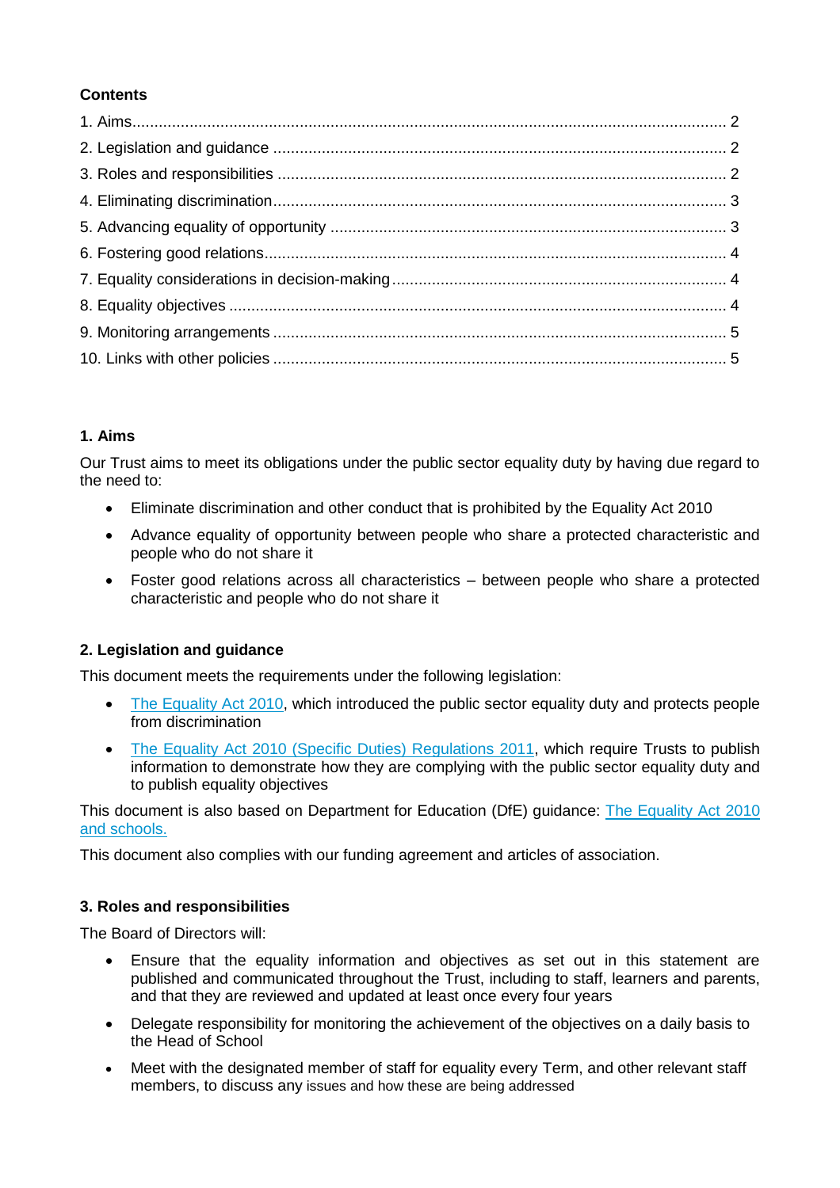**Contents**

1. Aims ........................................................................................................................ 2
2. Legislation and guidance ........................................................................................ 2
3. Roles and responsibilities ....................................................................................... 2
4. Eliminating discrimination ........................................................................................ 3
5. Advancing equality of opportunity ........................................................................... 3
6. Fostering good relations .......................................................................................... 4
7. Equality considerations in decision-making ............................................................. 4
8. Equality objectives ................................................................................................... 4
9. Monitoring arrangements ......................................................................................... 5
10. Links with other policies ......................................................................................... 5

## 1. Aims

Our Trust aims to meet its obligations under the public sector equality duty by having due regard to the need to:

- Eliminate discrimination and other conduct that is prohibited by the Equality Act 2010
- Advance equality of opportunity between people who share a protected characteristic and people who do not share it
- Foster good relations across all characteristics – between people who share a protected characteristic and people who do not share it

## 2. Legislation and guidance

This document meets the requirements under the following legislation:

- The Equality Act 2010, which introduced the public sector equality duty and protects people from discrimination
- The Equality Act 2010 (Specific Duties) Regulations 2011, which require Trusts to publish information to demonstrate how they are complying with the public sector equality duty and to publish equality objectives

This document is also based on Department for Education (DfE) guidance: The Equality Act 2010 and schools.

This document also complies with our funding agreement and articles of association.

## 3. Roles and responsibilities

The Board of Directors will:

- Ensure that the equality information and objectives as set out in this statement are published and communicated throughout the Trust, including to staff, learners and parents, and that they are reviewed and updated at least once every four years
- Delegate responsibility for monitoring the achievement of the objectives on a daily basis to the Head of School
- Meet with the designated member of staff for equality every Term, and other relevant staff members, to discuss any issues and how these are being addressed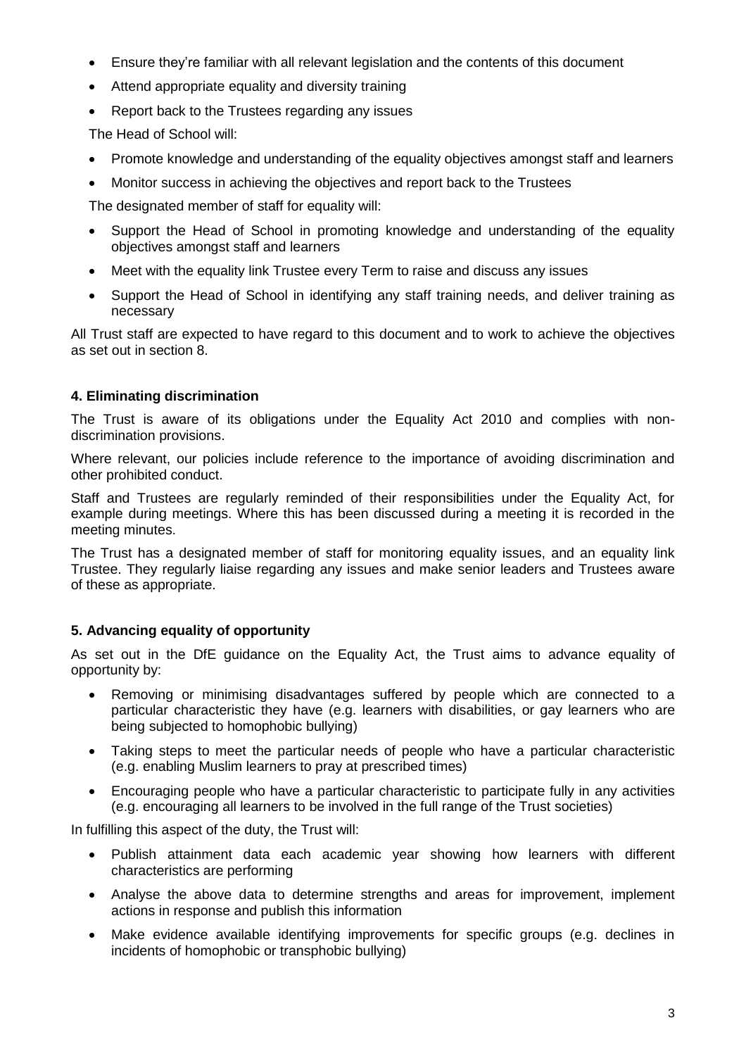- Ensure they're familiar with all relevant legislation and the contents of this document
- Attend appropriate equality and diversity training
- Report back to the Trustees regarding any issues

The Head of School will:

- Promote knowledge and understanding of the equality objectives amongst staff and learners
- Monitor success in achieving the objectives and report back to the Trustees

The designated member of staff for equality will:

- Support the Head of School in promoting knowledge and understanding of the equality objectives amongst staff and learners
- Meet with the equality link Trustee every Term to raise and discuss any issues
- Support the Head of School in identifying any staff training needs, and deliver training as necessary

All Trust staff are expected to have regard to this document and to work to achieve the objectives as set out in section 8.

## 4. Eliminating discrimination

The Trust is aware of its obligations under the Equality Act 2010 and complies with non-discrimination provisions.

Where relevant, our policies include reference to the importance of avoiding discrimination and other prohibited conduct.

Staff and Trustees are regularly reminded of their responsibilities under the Equality Act, for example during meetings. Where this has been discussed during a meeting it is recorded in the meeting minutes.

The Trust has a designated member of staff for monitoring equality issues, and an equality link Trustee. They regularly liaise regarding any issues and make senior leaders and Trustees aware of these as appropriate.

## 5. Advancing equality of opportunity

As set out in the DfE guidance on the Equality Act, the Trust aims to advance equality of opportunity by:

- Removing or minimising disadvantages suffered by people which are connected to a particular characteristic they have (e.g. learners with disabilities, or gay learners who are being subjected to homophobic bullying)
- Taking steps to meet the particular needs of people who have a particular characteristic (e.g. enabling Muslim learners to pray at prescribed times)
- Encouraging people who have a particular characteristic to participate fully in any activities (e.g. encouraging all learners to be involved in the full range of the Trust societies)

In fulfilling this aspect of the duty, the Trust will:

- Publish attainment data each academic year showing how learners with different characteristics are performing
- Analyse the above data to determine strengths and areas for improvement, implement actions in response and publish this information
- Make evidence available identifying improvements for specific groups (e.g. declines in incidents of homophobic or transphobic bullying)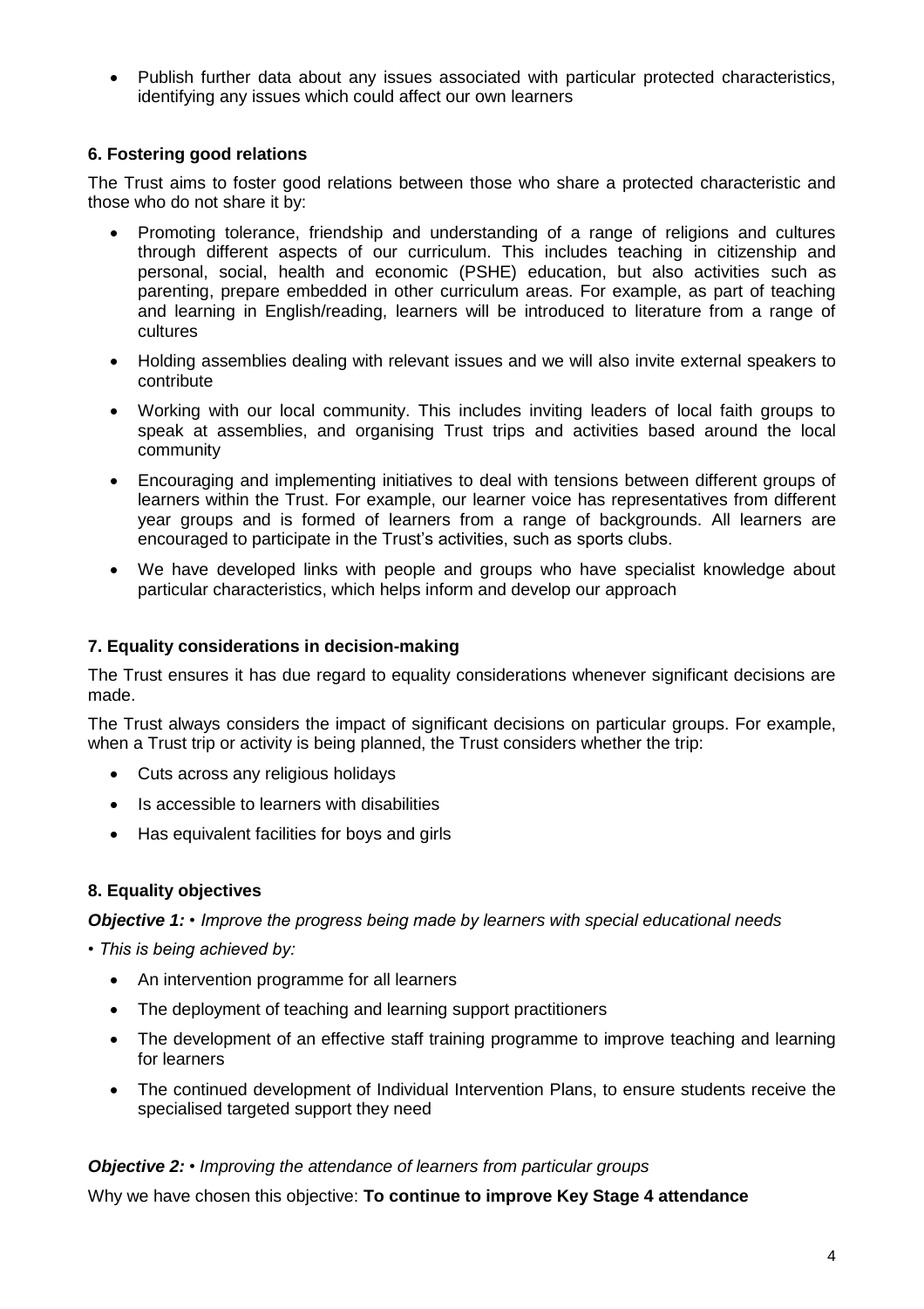- Publish further data about any issues associated with particular protected characteristics, identifying any issues which could affect our own learners

### 6. Fostering good relations

The Trust aims to foster good relations between those who share a protected characteristic and those who do not share it by:

- Promoting tolerance, friendship and understanding of a range of religions and cultures through different aspects of our curriculum. This includes teaching in citizenship and personal, social, health and economic (PSHE) education, but also activities such as parenting, prepare embedded in other curriculum areas. For example, as part of teaching and learning in English/reading, learners will be introduced to literature from a range of cultures
- Holding assemblies dealing with relevant issues and we will also invite external speakers to contribute
- Working with our local community. This includes inviting leaders of local faith groups to speak at assemblies, and organising Trust trips and activities based around the local community
- Encouraging and implementing initiatives to deal with tensions between different groups of learners within the Trust. For example, our learner voice has representatives from different year groups and is formed of learners from a range of backgrounds. All learners are encouraged to participate in the Trust's activities, such as sports clubs.
- We have developed links with people and groups who have specialist knowledge about particular characteristics, which helps inform and develop our approach

### 7. Equality considerations in decision-making

The Trust ensures it has due regard to equality considerations whenever significant decisions are made.

The Trust always considers the impact of significant decisions on particular groups. For example, when a Trust trip or activity is being planned, the Trust considers whether the trip:

- Cuts across any religious holidays
- Is accessible to learners with disabilities
- Has equivalent facilities for boys and girls

### 8. Equality objectives

***Objective 1:*** *• Improve the progress being made by learners with special educational needs*

*• This is being achieved by:*

- An intervention programme for all learners
- The deployment of teaching and learning support practitioners
- The development of an effective staff training programme to improve teaching and learning for learners
- The continued development of Individual Intervention Plans, to ensure students receive the specialised targeted support they need

***Objective 2:*** *• Improving the attendance of learners from particular groups*

Why we have chosen this objective: **To continue to improve Key Stage 4 attendance**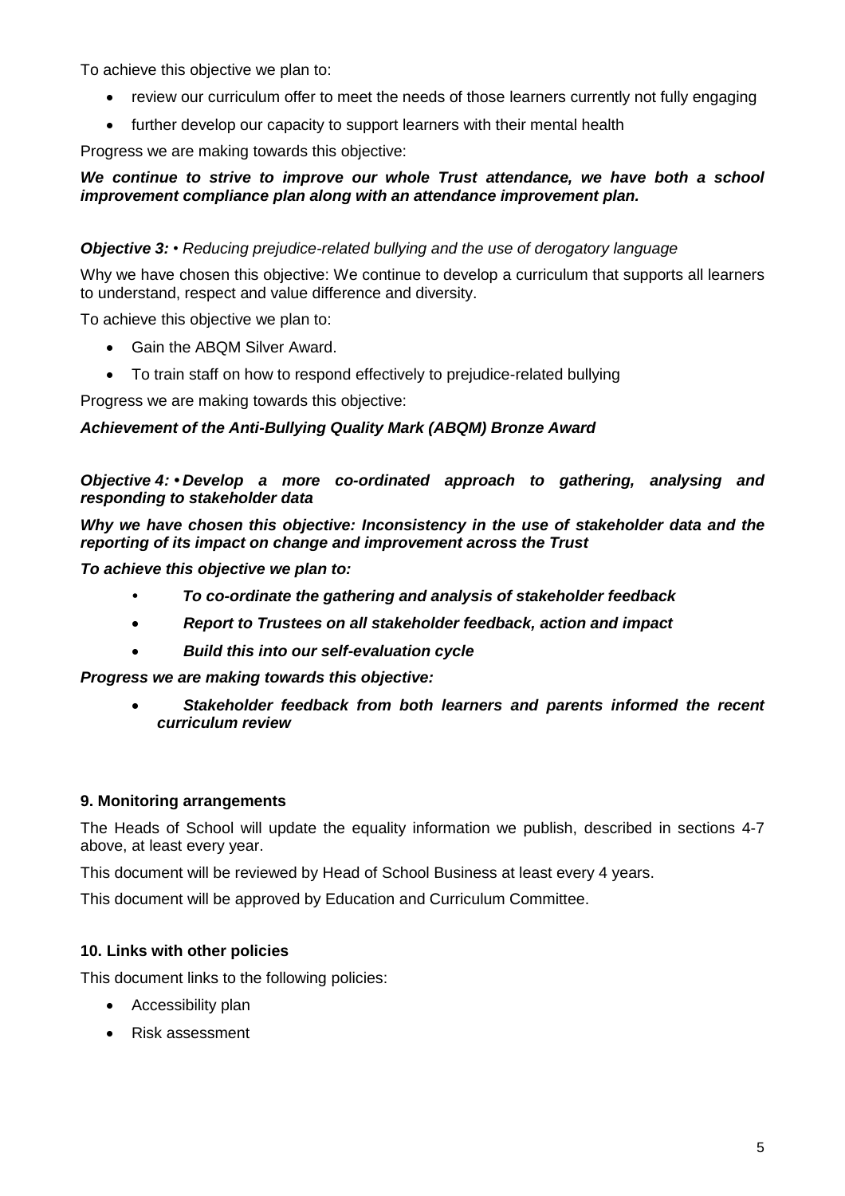To achieve this objective we plan to:

- review our curriculum offer to meet the needs of those learners currently not fully engaging
- further develop our capacity to support learners with their mental health

Progress we are making towards this objective:

***We continue to strive to improve our whole Trust attendance, we have both a school improvement compliance plan along with an attendance improvement plan.***

***Objective 3:*** *• Reducing prejudice-related bullying and the use of derogatory language*

Why we have chosen this objective: We continue to develop a curriculum that supports all learners to understand, respect and value difference and diversity.

To achieve this objective we plan to:

- Gain the ABQM Silver Award.
- To train staff on how to respond effectively to prejudice-related bullying

Progress we are making towards this objective:

***Achievement of the Anti-Bullying Quality Mark (ABQM) Bronze Award***

***Objective 4: • Develop a more co-ordinated approach to gathering, analysing and responding to stakeholder data***

***Why we have chosen this objective: Inconsistency in the use of stakeholder data and the reporting of its impact on change and improvement across the Trust***

***To achieve this objective we plan to:***

- ***To co-ordinate the gathering and analysis of stakeholder feedback***
- ***Report to Trustees on all stakeholder feedback, action and impact***
- ***Build this into our self-evaluation cycle***

***Progress we are making towards this objective:***

- ***Stakeholder feedback from both learners and parents informed the recent curriculum review***

**9. Monitoring arrangements**

The Heads of School will update the equality information we publish, described in sections 4-7 above, at least every year.

This document will be reviewed by Head of School Business at least every 4 years.

This document will be approved by Education and Curriculum Committee.

**10. Links with other policies**

This document links to the following policies:

- Accessibility plan
- Risk assessment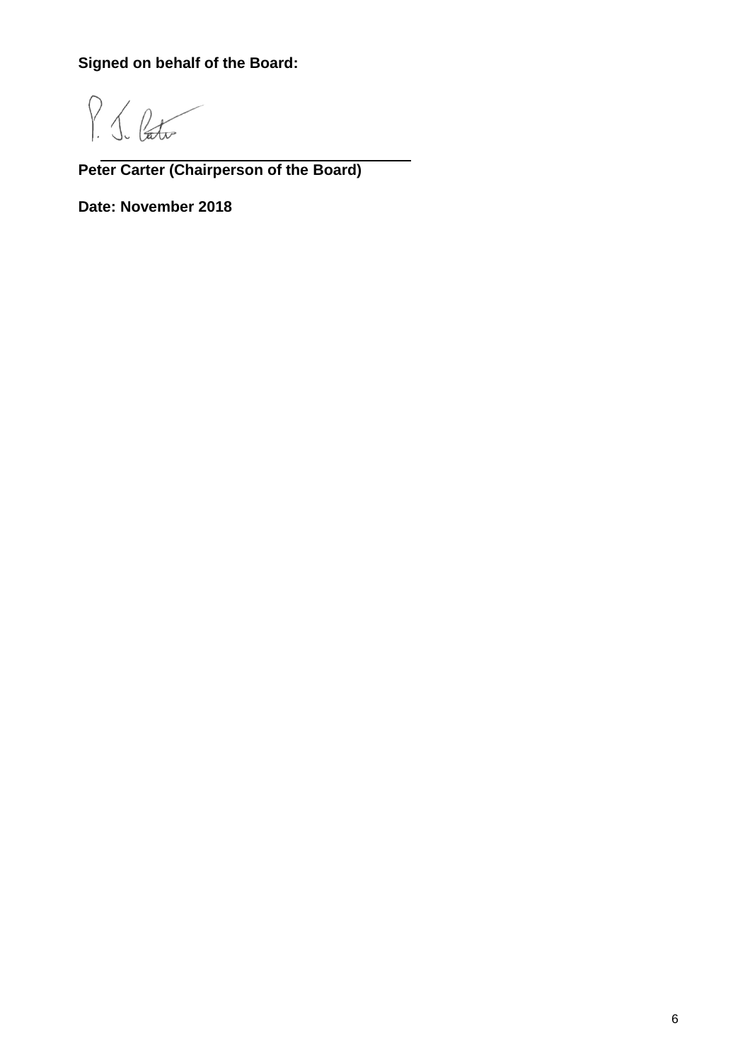**Signed on behalf of the Board:**

**Peter Carter (Chairperson of the Board)**

**Date: November 2018**